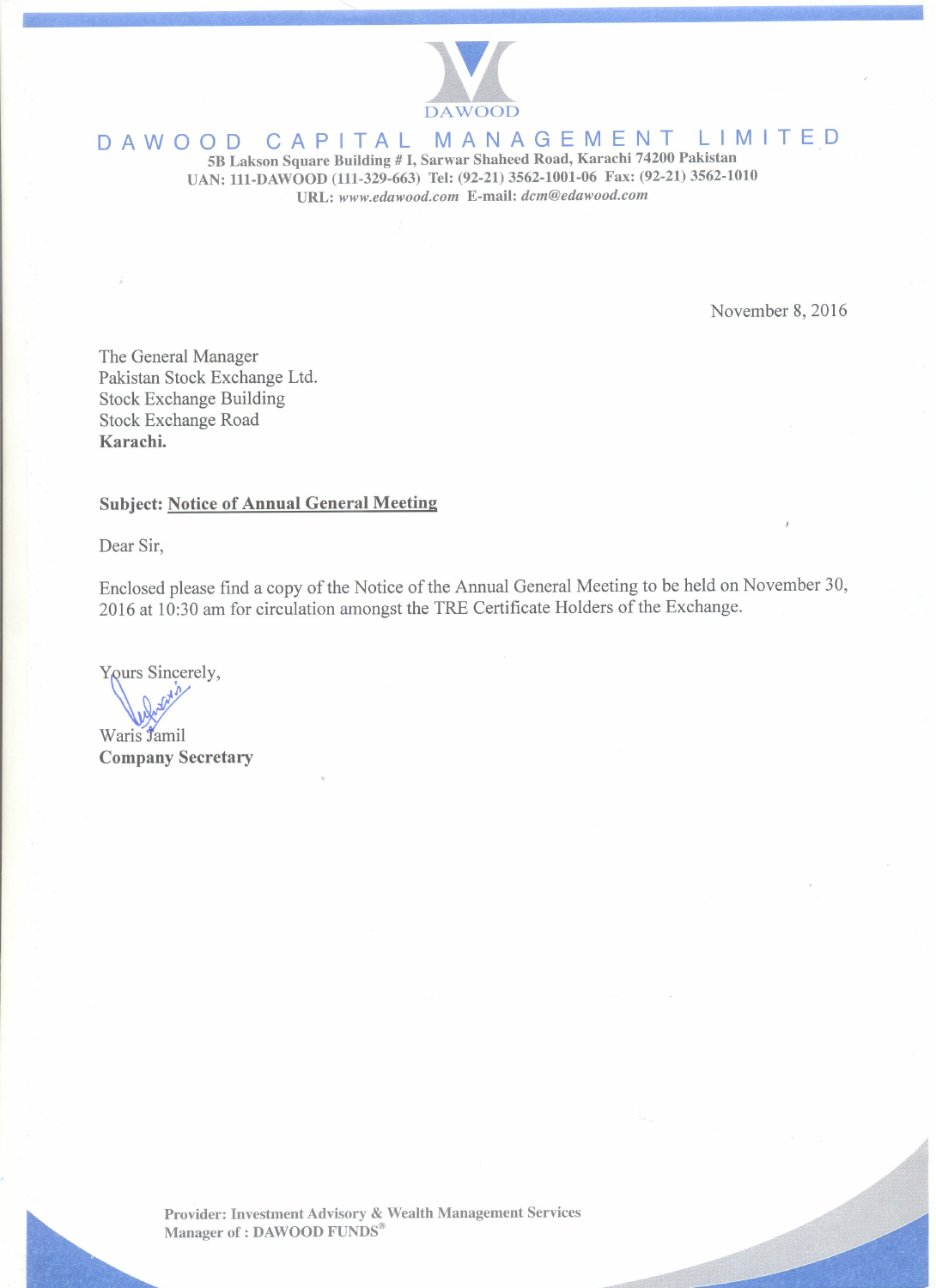DAWOOD

# DAWOOD CAPITAL MANAGEMENT LIMITED

**5B Lakson Square Building # I, Sarwar Shaheed Road, Karachi 74200 Pakistan**
**UAN: 111-DAWOOD (111-329-663) Tel: (92-21) 3562-1001-06 Fax: (92-21) 3562-1010**
**URL:** ***www.edawood.com*** **E-mail:** ***dcm@edawood.com***

November 8, 2016

The General Manager
Pakistan Stock Exchange Ltd.
Stock Exchange Building
Stock Exchange Road
**Karachi.**

**Subject: Notice of Annual General Meeting**

Dear Sir,

Enclosed please find a copy of the Notice of the Annual General Meeting to be held on November 30, 2016 at 10:30 am for circulation amongst the TRE Certificate Holders of the Exchange.

Yours Sincerely,

Waris Jamil
**Company Secretary**

**Provider: Investment Advisory & Wealth Management Services**
**Manager of : DAWOOD FUNDS®**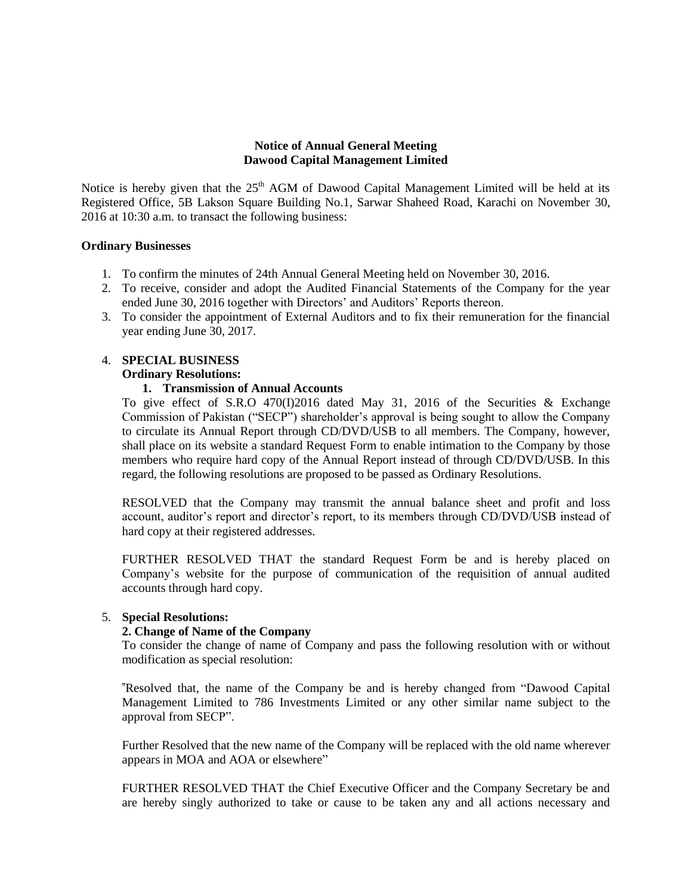**Notice of Annual General Meeting**
**Dawood Capital Management Limited**

Notice is hereby given that the 25th AGM of Dawood Capital Management Limited will be held at its Registered Office, 5B Lakson Square Building No.1, Sarwar Shaheed Road, Karachi on November 30, 2016 at 10:30 a.m. to transact the following business:

**Ordinary Businesses**

1. To confirm the minutes of 24th Annual General Meeting held on November 30, 2016.
2. To receive, consider and adopt the Audited Financial Statements of the Company for the year ended June 30, 2016 together with Directors' and Auditors' Reports thereon.
3. To consider the appointment of External Auditors and to fix their remuneration for the financial year ending June 30, 2017.

4. **SPECIAL BUSINESS**
   **Ordinary Resolutions:**
   **1. Transmission of Annual Accounts**
   To give effect of S.R.O 470(I)2016 dated May 31, 2016 of the Securities & Exchange Commission of Pakistan ("SECP") shareholder's approval is being sought to allow the Company to circulate its Annual Report through CD/DVD/USB to all members. The Company, however, shall place on its website a standard Request Form to enable intimation to the Company by those members who require hard copy of the Annual Report instead of through CD/DVD/USB. In this regard, the following resolutions are proposed to be passed as Ordinary Resolutions.

   RESOLVED that the Company may transmit the annual balance sheet and profit and loss account, auditor's report and director's report, to its members through CD/DVD/USB instead of hard copy at their registered addresses.

   FURTHER RESOLVED THAT the standard Request Form be and is hereby placed on Company's website for the purpose of communication of the requisition of annual audited accounts through hard copy.

5. **Special Resolutions:**
   **2. Change of Name of the Company**
   To consider the change of name of Company and pass the following resolution with or without modification as special resolution:

   "Resolved that, the name of the Company be and is hereby changed from "Dawood Capital Management Limited to 786 Investments Limited or any other similar name subject to the approval from SECP".

   Further Resolved that the new name of the Company will be replaced with the old name wherever appears in MOA and AOA or elsewhere"

   FURTHER RESOLVED THAT the Chief Executive Officer and the Company Secretary be and are hereby singly authorized to take or cause to be taken any and all actions necessary and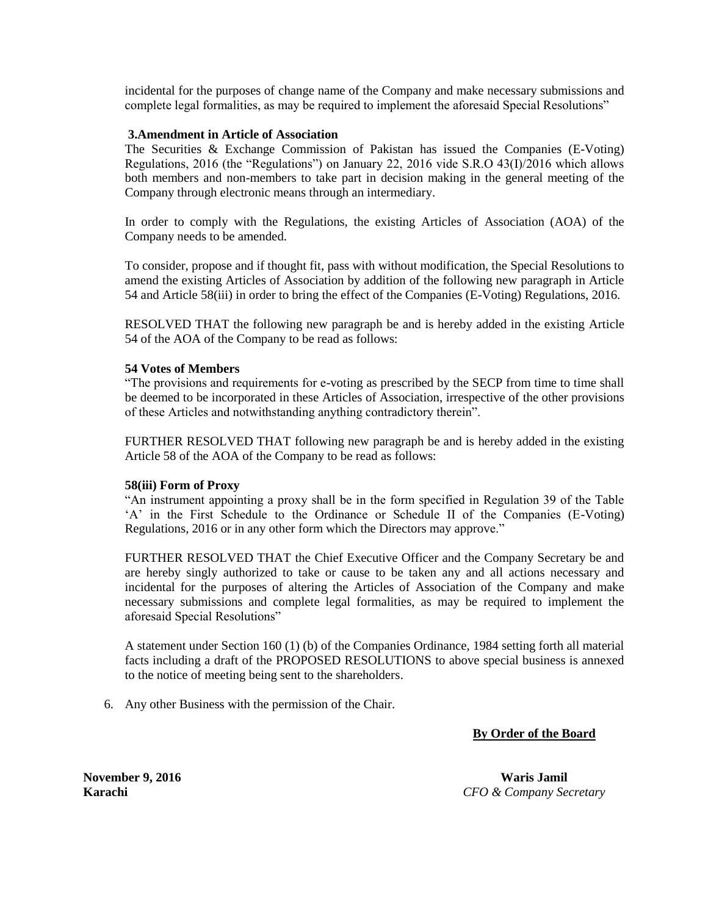incidental for the purposes of change name of the Company and make necessary submissions and complete legal formalities, as may be required to implement the aforesaid Special Resolutions"

**3.Amendment in Article of Association**

The Securities & Exchange Commission of Pakistan has issued the Companies (E-Voting) Regulations, 2016 (the "Regulations") on January 22, 2016 vide S.R.O 43(I)/2016 which allows both members and non-members to take part in decision making in the general meeting of the Company through electronic means through an intermediary.

In order to comply with the Regulations, the existing Articles of Association (AOA) of the Company needs to be amended.

To consider, propose and if thought fit, pass with without modification, the Special Resolutions to amend the existing Articles of Association by addition of the following new paragraph in Article 54 and Article 58(iii) in order to bring the effect of the Companies (E-Voting) Regulations, 2016.

RESOLVED THAT the following new paragraph be and is hereby added in the existing Article 54 of the AOA of the Company to be read as follows:

**54 Votes of Members**

"The provisions and requirements for e-voting as prescribed by the SECP from time to time shall be deemed to be incorporated in these Articles of Association, irrespective of the other provisions of these Articles and notwithstanding anything contradictory therein".

FURTHER RESOLVED THAT following new paragraph be and is hereby added in the existing Article 58 of the AOA of the Company to be read as follows:

**58(iii) Form of Proxy**

"An instrument appointing a proxy shall be in the form specified in Regulation 39 of the Table 'A' in the First Schedule to the Ordinance or Schedule II of the Companies (E-Voting) Regulations, 2016 or in any other form which the Directors may approve."

FURTHER RESOLVED THAT the Chief Executive Officer and the Company Secretary be and are hereby singly authorized to take or cause to be taken any and all actions necessary and incidental for the purposes of altering the Articles of Association of the Company and make necessary submissions and complete legal formalities, as may be required to implement the aforesaid Special Resolutions"

A statement under Section 160 (1) (b) of the Companies Ordinance, 1984 setting forth all material facts including a draft of the PROPOSED RESOLUTIONS to above special business is annexed to the notice of meeting being sent to the shareholders.

6. Any other Business with the permission of the Chair.

**By Order of the Board**

**November 9, 2016**
**Karachi**

**Waris Jamil**
*CFO & Company Secretary*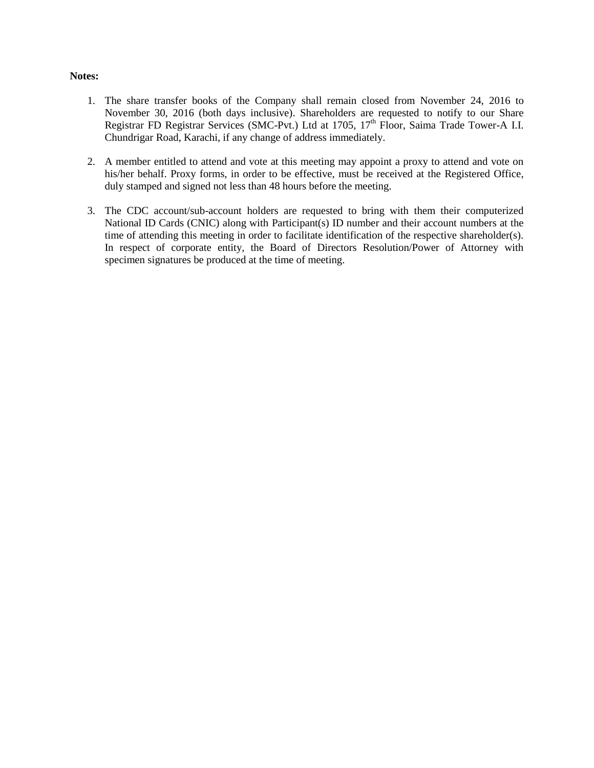**Notes:**

1. The share transfer books of the Company shall remain closed from November 24, 2016 to November 30, 2016 (both days inclusive). Shareholders are requested to notify to our Share Registrar FD Registrar Services (SMC-Pvt.) Ltd at 1705, 17th Floor, Saima Trade Tower-A I.I. Chundrigar Road, Karachi, if any change of address immediately.

2. A member entitled to attend and vote at this meeting may appoint a proxy to attend and vote on his/her behalf. Proxy forms, in order to be effective, must be received at the Registered Office, duly stamped and signed not less than 48 hours before the meeting.

3. The CDC account/sub-account holders are requested to bring with them their computerized National ID Cards (CNIC) along with Participant(s) ID number and their account numbers at the time of attending this meeting in order to facilitate identification of the respective shareholder(s). In respect of corporate entity, the Board of Directors Resolution/Power of Attorney with specimen signatures be produced at the time of meeting.